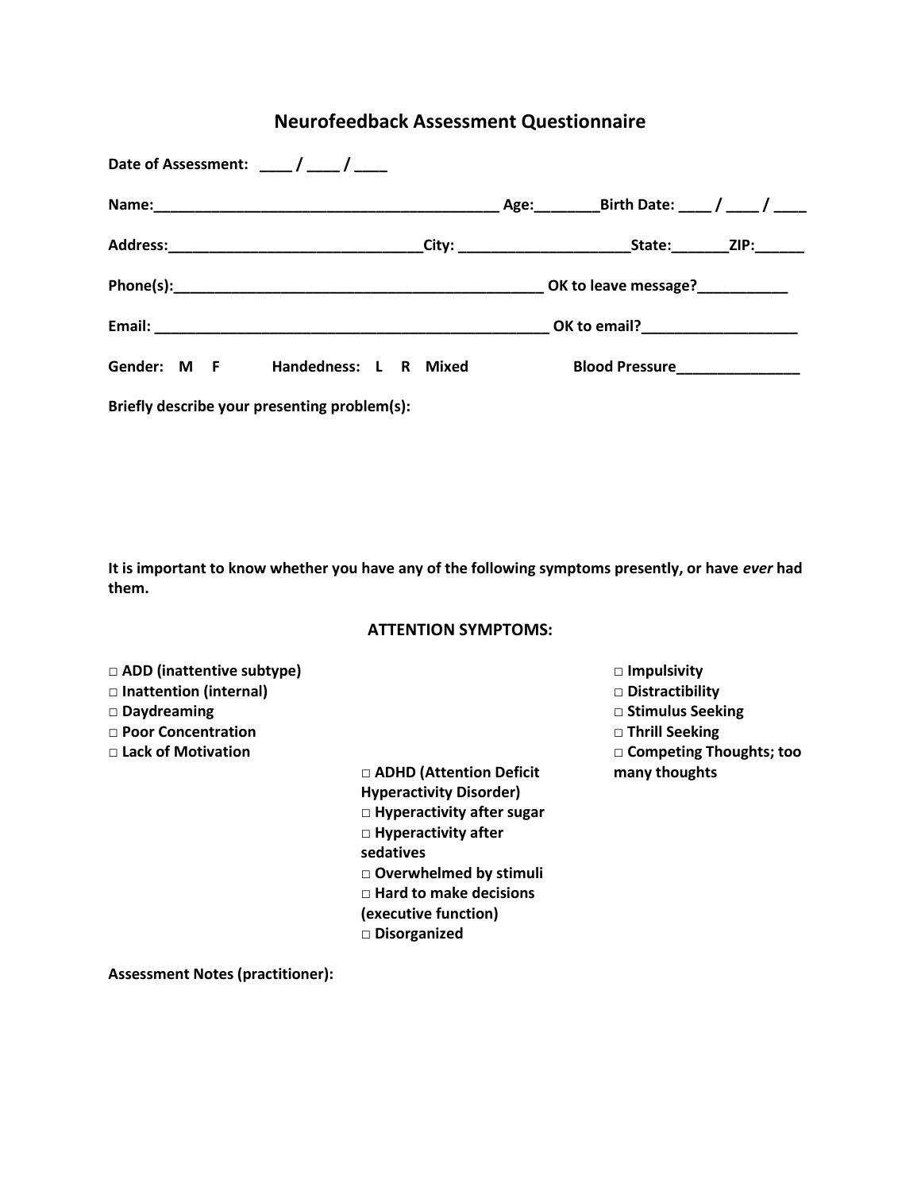# Neurofeedback Assessment Questionnaire

**Date of Assessment: ____ / ____ / ____**

**Name:__________________________________________ Age:________Birth Date: ____ / ____ / ____**

**Address:______________________________City: ____________________State:_______ZIP:______**

**Phone(s):_____________________________________________ OK to leave message?___________**

**Email: ________________________________________________ OK to email?___________________**

**Gender: M F Handedness: L R Mixed Blood Pressure_______________**

**Briefly describe your presenting problem(s):**

**It is important to know whether you have any of the following symptoms presently, or have *ever* had them.**

## ATTENTION SYMPTOMS:

- □ ADD (inattentive subtype)
- □ Inattention (internal)
- □ Daydreaming
- □ Poor Concentration
- □ Lack of Motivation

- □ ADHD (Attention Deficit Hyperactivity Disorder)
- □ Hyperactivity after sugar
- □ Hyperactivity after sedatives
- □ Overwhelmed by stimuli
- □ Hard to make decisions (executive function)
- □ Disorganized

- □ Impulsivity
- □ Distractibility
- □ Stimulus Seeking
- □ Thrill Seeking
- □ Competing Thoughts; too many thoughts

**Assessment Notes (practitioner):**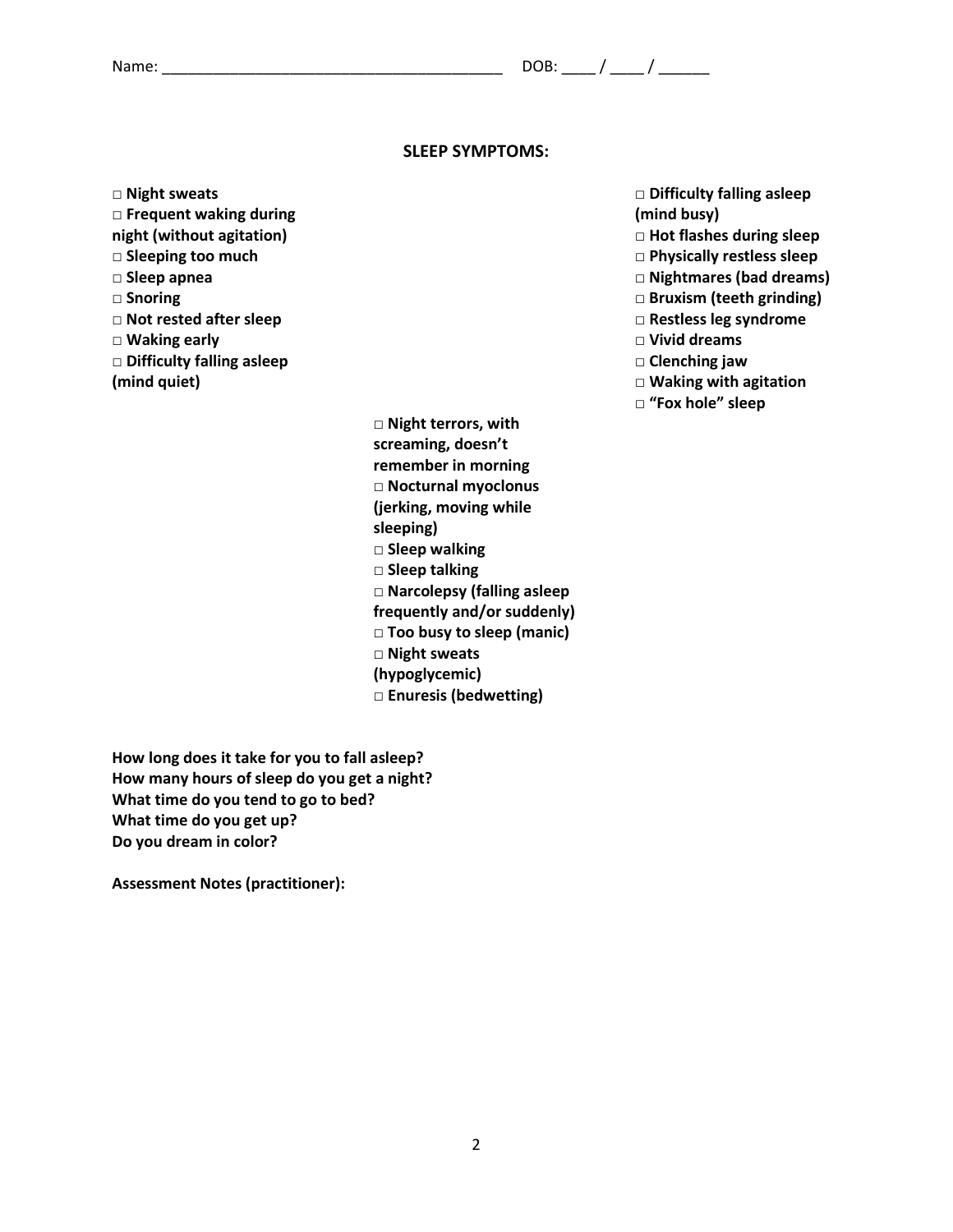Name: ______________________________________ DOB: ____ / ____ / ______

## SLEEP SYMPTOMS:

- □ **Night sweats**
- □ **Frequent waking during night (without agitation)**
- □ **Sleeping too much**
- □ **Sleep apnea**
- □ **Snoring**
- □ **Not rested after sleep**
- □ **Waking early**
- □ **Difficulty falling asleep (mind quiet)**
- □ **Night terrors, with screaming, doesn't remember in morning**
- □ **Nocturnal myoclonus (jerking, moving while sleeping)**
- □ **Sleep walking**
- □ **Sleep talking**
- □ **Narcolepsy (falling asleep frequently and/or suddenly)**
- □ **Too busy to sleep (manic)**
- □ **Night sweats (hypoglycemic)**
- □ **Enuresis (bedwetting)**
- □ **Difficulty falling asleep (mind busy)**
- □ **Hot flashes during sleep**
- □ **Physically restless sleep**
- □ **Nightmares (bad dreams)**
- □ **Bruxism (teeth grinding)**
- □ **Restless leg syndrome**
- □ **Vivid dreams**
- □ **Clenching jaw**
- □ **Waking with agitation**
- □ **"Fox hole" sleep**

**How long does it take for you to fall asleep?**
**How many hours of sleep do you get a night?**
**What time do you tend to go to bed?**
**What time do you get up?**
**Do you dream in color?**

**Assessment Notes (practitioner):**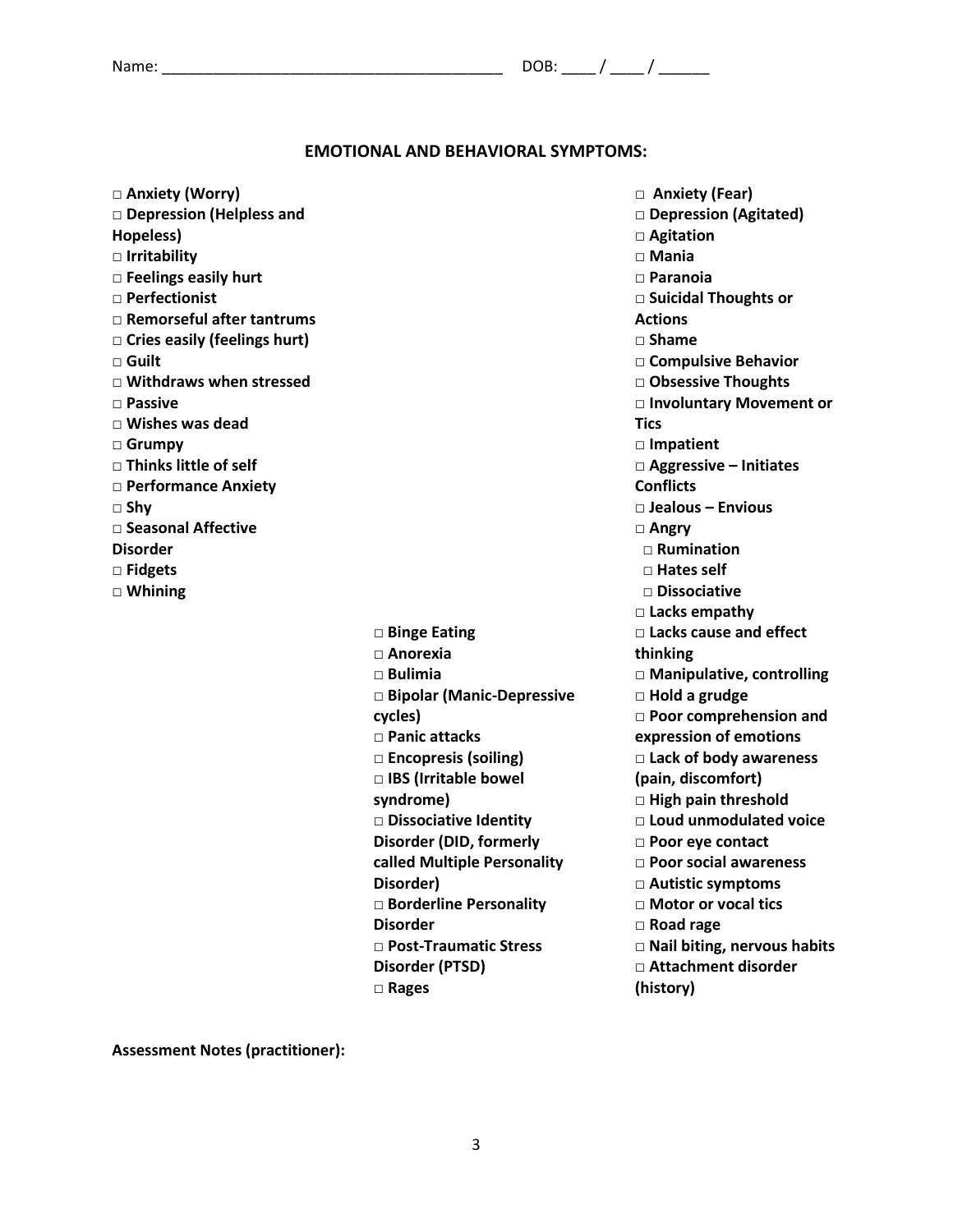Name: _______________________________________ DOB: ____ / ____ / ______

## EMOTIONAL AND BEHAVIORAL SYMPTOMS:

□ **Anxiety (Worry)**
□ **Depression (Helpless and Hopeless)**
□ **Irritability**
□ **Feelings easily hurt**
□ **Perfectionist**
□ **Remorseful after tantrums**
□ **Cries easily (feelings hurt)**
□ **Guilt**
□ **Withdraws when stressed**
□ **Passive**
□ **Wishes was dead**
□ **Grumpy**
□ **Thinks little of self**
□ **Performance Anxiety**
□ **Shy**
□ **Seasonal Affective Disorder**
□ **Fidgets**
□ **Whining**

□ **Binge Eating**
□ **Anorexia**
□ **Bulimia**
□ **Bipolar (Manic-Depressive cycles)**
□ **Panic attacks**
□ **Encopresis (soiling)**
□ **IBS (Irritable bowel syndrome)**
□ **Dissociative Identity Disorder (DID, formerly called Multiple Personality Disorder)**
□ **Borderline Personality Disorder**
□ **Post-Traumatic Stress Disorder (PTSD)**
□ **Rages**

□ **Anxiety (Fear)**
□ **Depression (Agitated)**
□ **Agitation**
□ **Mania**
□ **Paranoia**
□ **Suicidal Thoughts or Actions**
□ **Shame**
□ **Compulsive Behavior**
□ **Obsessive Thoughts**
□ **Involuntary Movement or Tics**
□ **Impatient**
□ **Aggressive – Initiates Conflicts**
□ **Jealous – Envious**
□ **Angry**
□ **Rumination**
□ **Hates self**
□ **Dissociative**
□ **Lacks empathy**
□ **Lacks cause and effect thinking**
□ **Manipulative, controlling**
□ **Hold a grudge**
□ **Poor comprehension and expression of emotions**
□ **Lack of body awareness (pain, discomfort)**
□ **High pain threshold**
□ **Loud unmodulated voice**
□ **Poor eye contact**
□ **Poor social awareness**
□ **Autistic symptoms**
□ **Motor or vocal tics**
□ **Road rage**
□ **Nail biting, nervous habits**
□ **Attachment disorder (history)**

**Assessment Notes (practitioner):**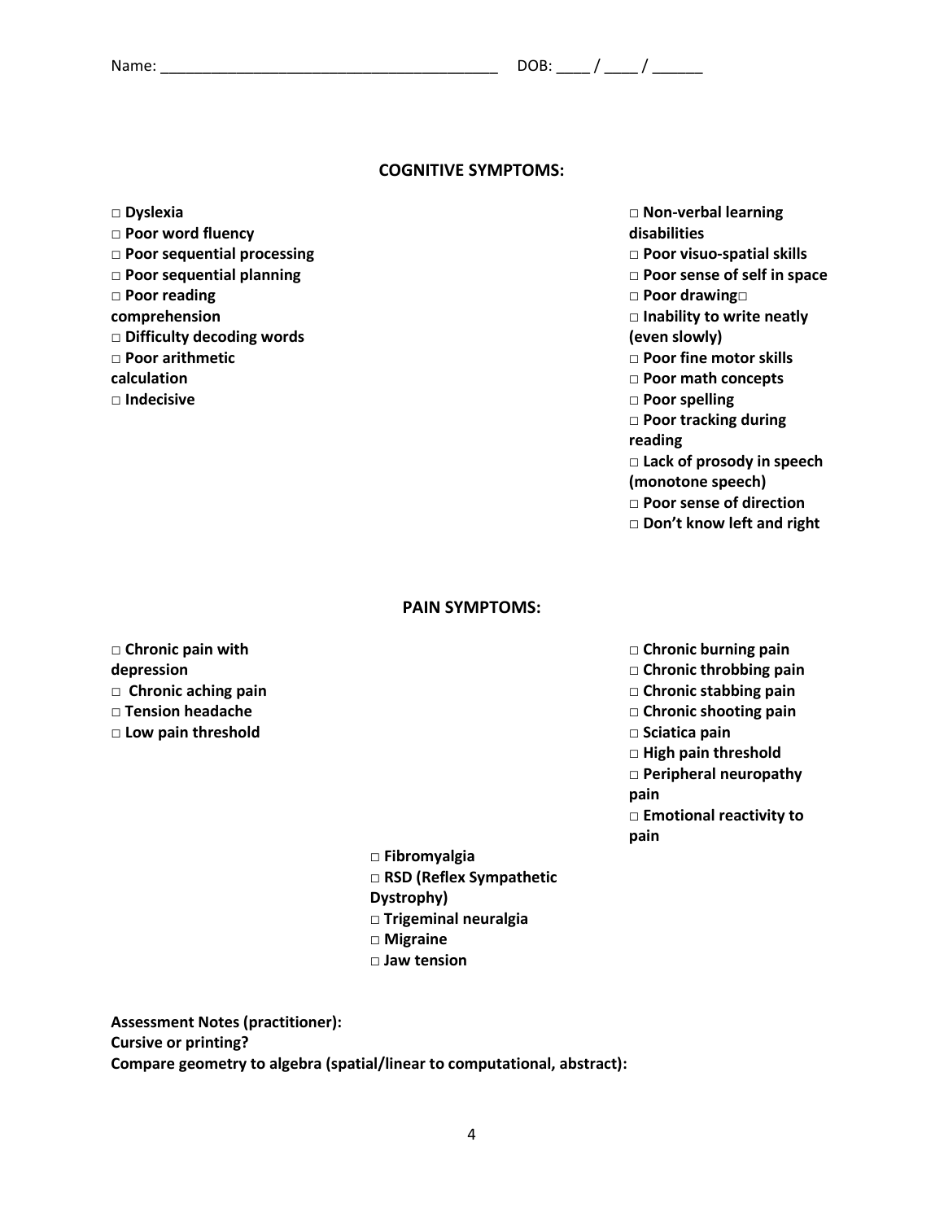Name: ________________________________________ DOB: ____ / ____ / ______

## COGNITIVE SYMPTOMS:

- □ **Dyslexia**
- □ **Poor word fluency**
- □ **Poor sequential processing**
- □ **Poor sequential planning**
- □ **Poor reading comprehension**
- □ **Difficulty decoding words**
- □ **Poor arithmetic calculation**
- □ **Indecisive**
- □ **Non-verbal learning disabilities**
- □ **Poor visuo-spatial skills**
- □ **Poor sense of self in space**
- □ **Poor drawing**□
- □ **Inability to write neatly (even slowly)**
- □ **Poor fine motor skills**
- □ **Poor math concepts**
- □ **Poor spelling**
- □ **Poor tracking during reading**
- □ **Lack of prosody in speech (monotone speech)**
- □ **Poor sense of direction**
- □ **Don't know left and right**

## PAIN SYMPTOMS:

- □ **Chronic pain with depression**
- □ **Chronic aching pain**
- □ **Tension headache**
- □ **Low pain threshold**
- □ **Chronic burning pain**
- □ **Chronic throbbing pain**
- □ **Chronic stabbing pain**
- □ **Chronic shooting pain**
- □ **Sciatica pain**
- □ **High pain threshold**
- □ **Peripheral neuropathy pain**
- □ **Emotional reactivity to pain**
- □ **Fibromyalgia**
- □ **RSD (Reflex Sympathetic Dystrophy)**
- □ **Trigeminal neuralgia**
- □ **Migraine**
- □ **Jaw tension**

**Assessment Notes (practitioner):**

**Cursive or printing?**

**Compare geometry to algebra (spatial/linear to computational, abstract):**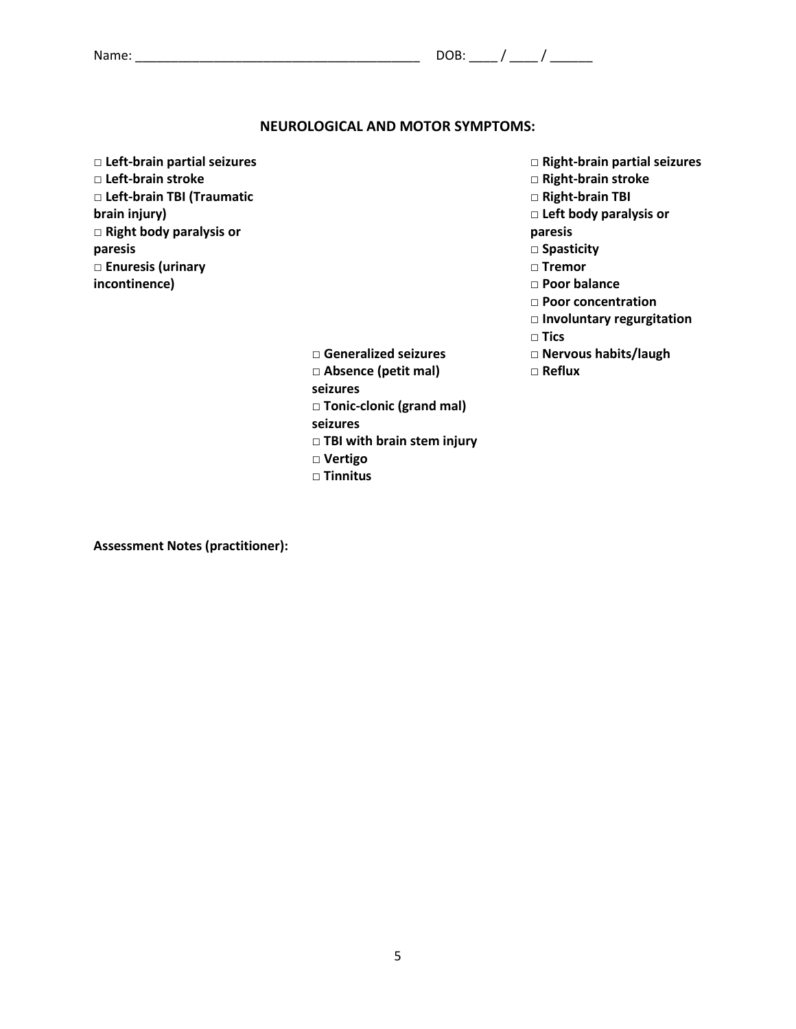Name: ________________________________________ DOB: ____ / ____ / ______

## NEUROLOGICAL AND MOTOR SYMPTOMS:

- □ **Left-brain partial seizures**
- □ **Left-brain stroke**
- □ **Left-brain TBI (Traumatic brain injury)**
- □ **Right body paralysis or paresis**
- □ **Enuresis (urinary incontinence)**

- □ **Generalized seizures**
- □ **Absence (petit mal) seizures**
- □ **Tonic-clonic (grand mal) seizures**
- □ **TBI with brain stem injury**
- □ **Vertigo**
- □ **Tinnitus**

- □ **Right-brain partial seizures**
- □ **Right-brain stroke**
- □ **Right-brain TBI**
- □ **Left body paralysis or paresis**
- □ **Spasticity**
- □ **Tremor**
- □ **Poor balance**
- □ **Poor concentration**
- □ **Involuntary regurgitation**
- □ **Tics**
- □ **Nervous habits/laugh**
- □ **Reflux**

**Assessment Notes (practitioner):**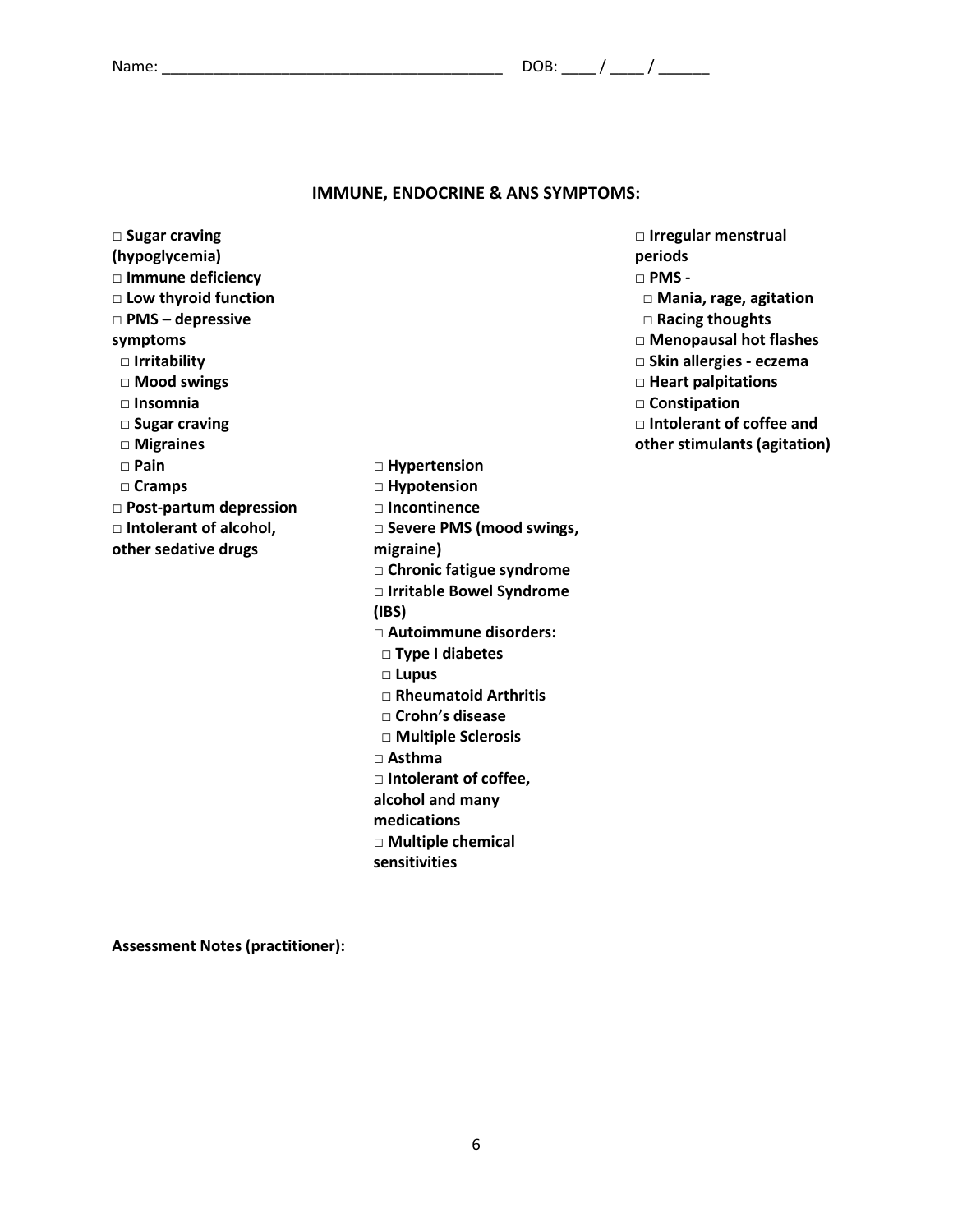Name: _______________________________________ DOB: ____ / ____ / ______

## IMMUNE, ENDOCRINE & ANS SYMPTOMS:

□ **Sugar craving (hypoglycemia)**
□ **Immune deficiency**
□ **Low thyroid function**
□ **PMS – depressive symptoms**
  □ **Irritability**
  □ **Mood swings**
  □ **Insomnia**
  □ **Sugar craving**
  □ **Migraines**
  □ **Pain**
  □ **Cramps**
□ **Post-partum depression**
□ **Intolerant of alcohol, other sedative drugs**

□ **Hypertension**
□ **Hypotension**
□ **Incontinence**
□ **Severe PMS (mood swings, migraine)**
□ **Chronic fatigue syndrome**
□ **Irritable Bowel Syndrome (IBS)**
□ **Autoimmune disorders:**
  □ **Type I diabetes**
  □ **Lupus**
  □ **Rheumatoid Arthritis**
  □ **Crohn's disease**
  □ **Multiple Sclerosis**
□ **Asthma**
□ **Intolerant of coffee, alcohol and many medications**
□ **Multiple chemical sensitivities**

□ **Irregular menstrual periods**
□ **PMS -**
  □ **Mania, rage, agitation**
  □ **Racing thoughts**
□ **Menopausal hot flashes**
□ **Skin allergies - eczema**
□ **Heart palpitations**
□ **Constipation**
□ **Intolerant of coffee and other stimulants (agitation)**

**Assessment Notes (practitioner):**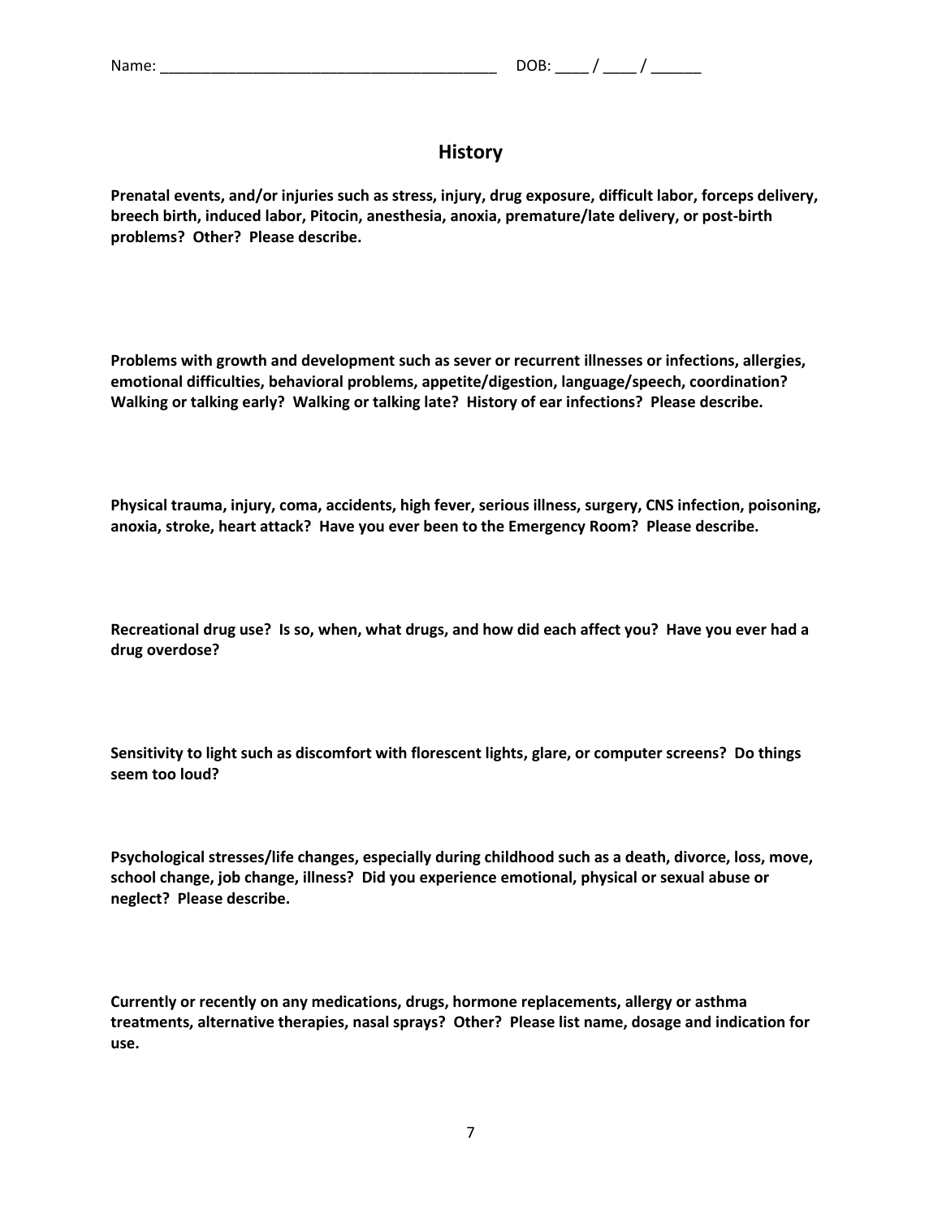Name: ________________________________________ DOB: ____ / ____ / ______

## History

**Prenatal events, and/or injuries such as stress, injury, drug exposure, difficult labor, forceps delivery, breech birth, induced labor, Pitocin, anesthesia, anoxia, premature/late delivery, or post-birth problems? Other? Please describe.**

**Problems with growth and development such as sever or recurrent illnesses or infections, allergies, emotional difficulties, behavioral problems, appetite/digestion, language/speech, coordination? Walking or talking early? Walking or talking late? History of ear infections? Please describe.**

**Physical trauma, injury, coma, accidents, high fever, serious illness, surgery, CNS infection, poisoning, anoxia, stroke, heart attack? Have you ever been to the Emergency Room? Please describe.**

**Recreational drug use? Is so, when, what drugs, and how did each affect you? Have you ever had a drug overdose?**

**Sensitivity to light such as discomfort with florescent lights, glare, or computer screens? Do things seem too loud?**

**Psychological stresses/life changes, especially during childhood such as a death, divorce, loss, move, school change, job change, illness? Did you experience emotional, physical or sexual abuse or neglect? Please describe.**

**Currently or recently on any medications, drugs, hormone replacements, allergy or asthma treatments, alternative therapies, nasal sprays? Other? Please list name, dosage and indication for use.**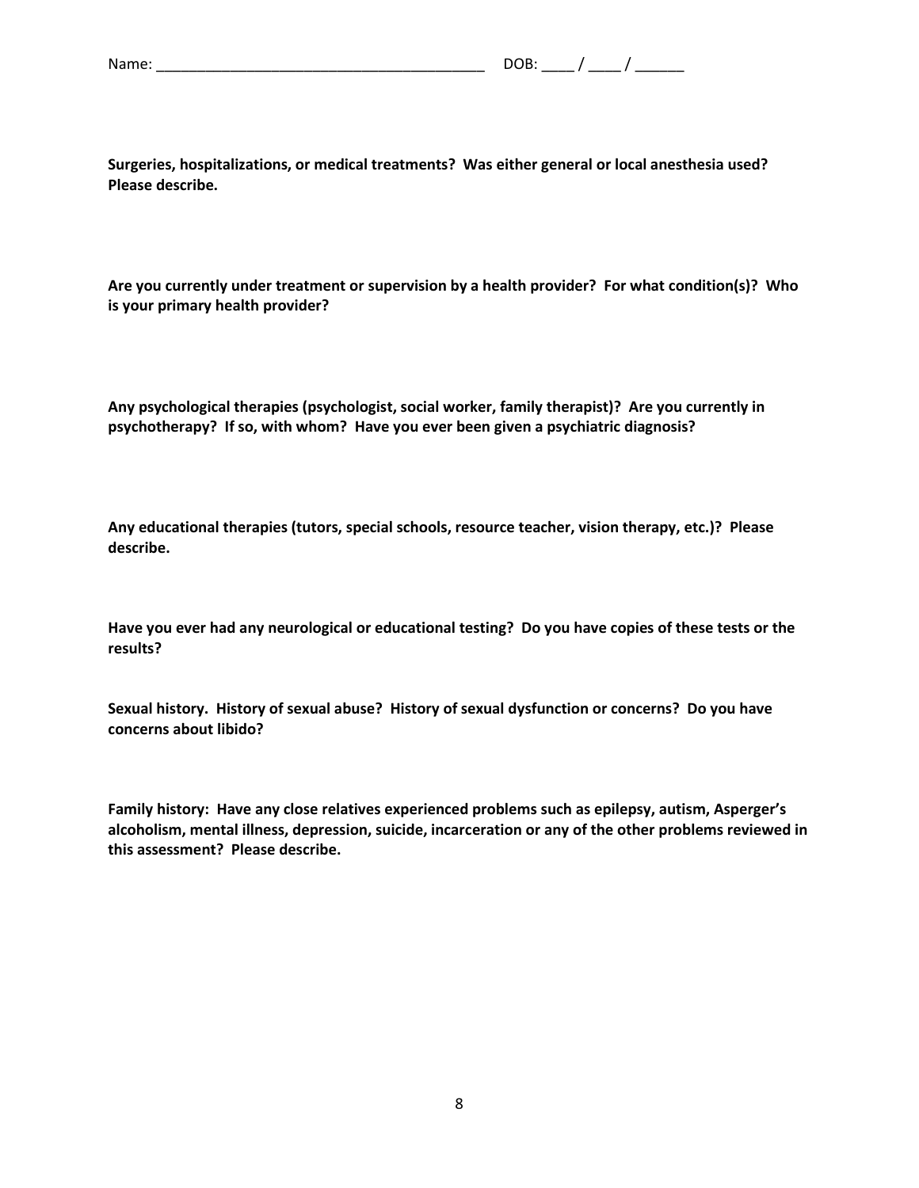Name: ________________________________________ DOB: ____ / ____ / ______

**Surgeries, hospitalizations, or medical treatments? Was either general or local anesthesia used? Please describe.**

**Are you currently under treatment or supervision by a health provider? For what condition(s)? Who is your primary health provider?**

**Any psychological therapies (psychologist, social worker, family therapist)? Are you currently in psychotherapy? If so, with whom? Have you ever been given a psychiatric diagnosis?**

**Any educational therapies (tutors, special schools, resource teacher, vision therapy, etc.)? Please describe.**

**Have you ever had any neurological or educational testing? Do you have copies of these tests or the results?**

**Sexual history. History of sexual abuse? History of sexual dysfunction or concerns? Do you have concerns about libido?**

**Family history: Have any close relatives experienced problems such as epilepsy, autism, Asperger's alcoholism, mental illness, depression, suicide, incarceration or any of the other problems reviewed in this assessment? Please describe.**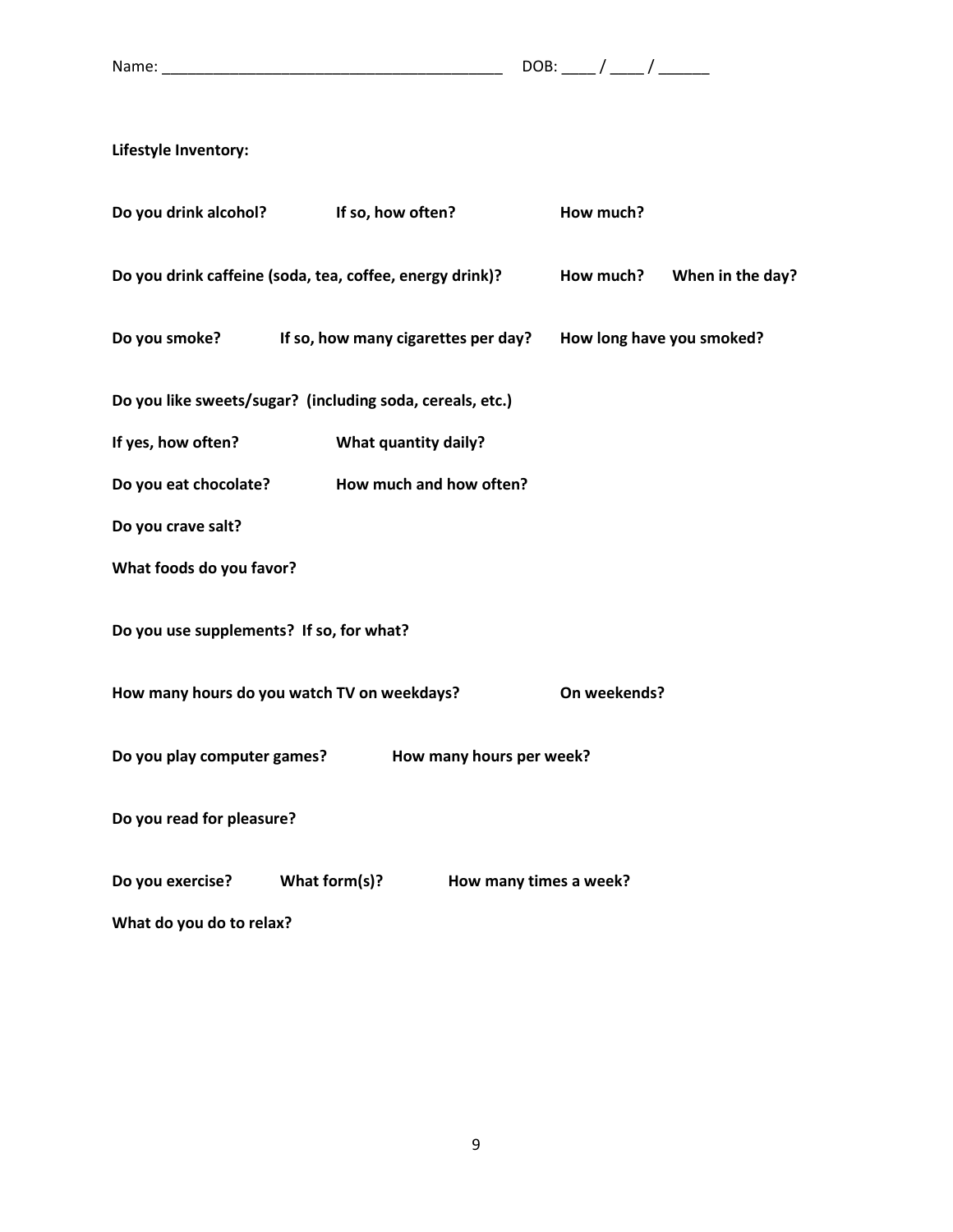Name: ________________________________________ DOB: ____ / ____ / ______

**Lifestyle Inventory:**

**Do you drink alcohol?** **If so, how often?** **How much?**

**Do you drink caffeine (soda, tea, coffee, energy drink)?** **How much?** **When in the day?**

**Do you smoke?** **If so, how many cigarettes per day?** **How long have you smoked?**

**Do you like sweets/sugar? (including soda, cereals, etc.)**

**If yes, how often?** **What quantity daily?**

**Do you eat chocolate?** **How much and how often?**

**Do you crave salt?**

**What foods do you favor?**

**Do you use supplements? If so, for what?**

**How many hours do you watch TV on weekdays?** **On weekends?**

**Do you play computer games?** **How many hours per week?**

**Do you read for pleasure?**

**Do you exercise?** **What form(s)?** **How many times a week?**

**What do you do to relax?**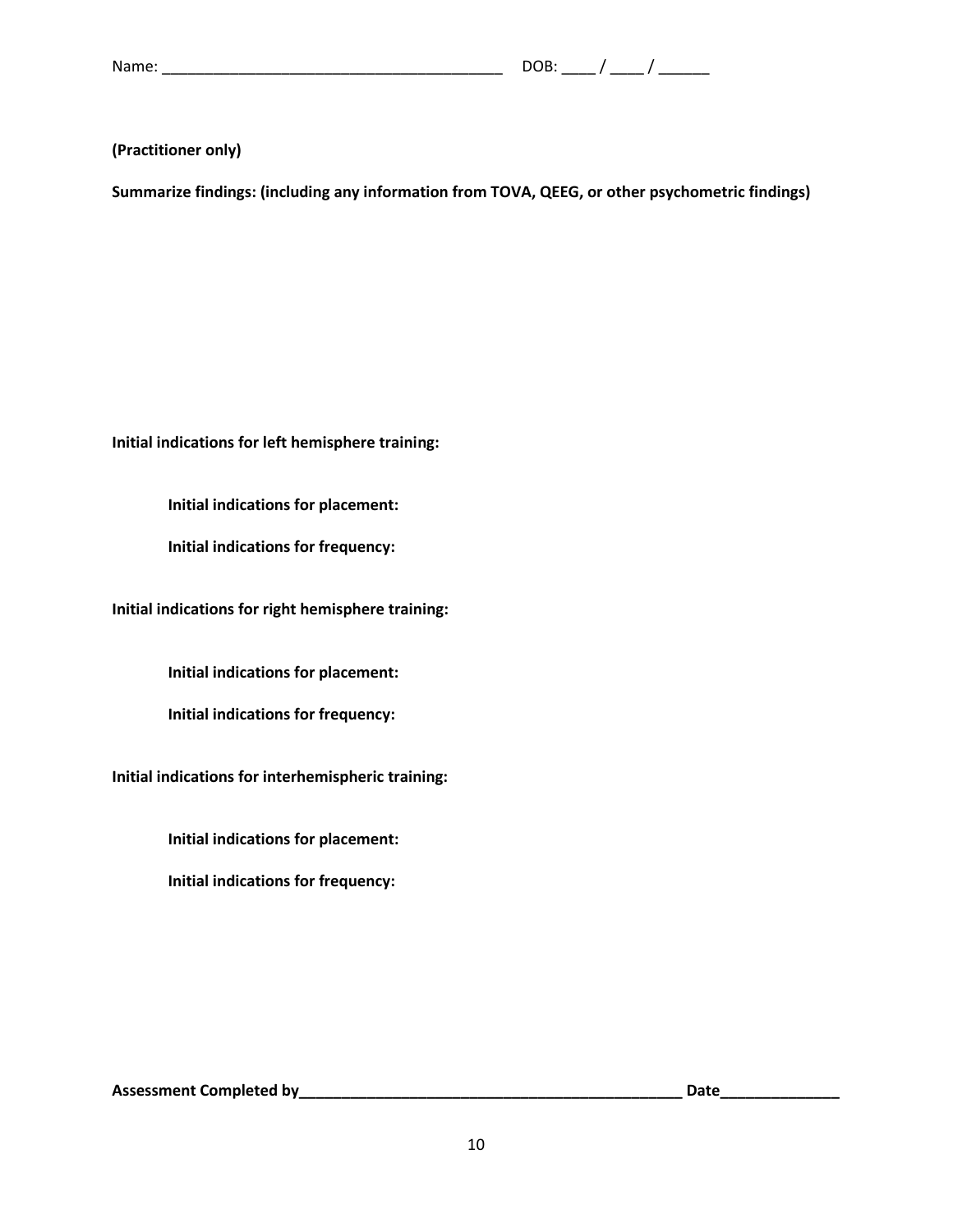Name: ________________________________________ DOB: ____ / ____ / ______

**(Practitioner only)**

**Summarize findings: (including any information from TOVA, QEEG, or other psychometric findings)**

**Initial indications for left hemisphere training:**

**Initial indications for placement:**

**Initial indications for frequency:**

**Initial indications for right hemisphere training:**

**Initial indications for placement:**

**Initial indications for frequency:**

**Initial indications for interhemispheric training:**

**Initial indications for placement:**

**Initial indications for frequency:**

**Assessment Completed by_______________________________________________ Date______________**